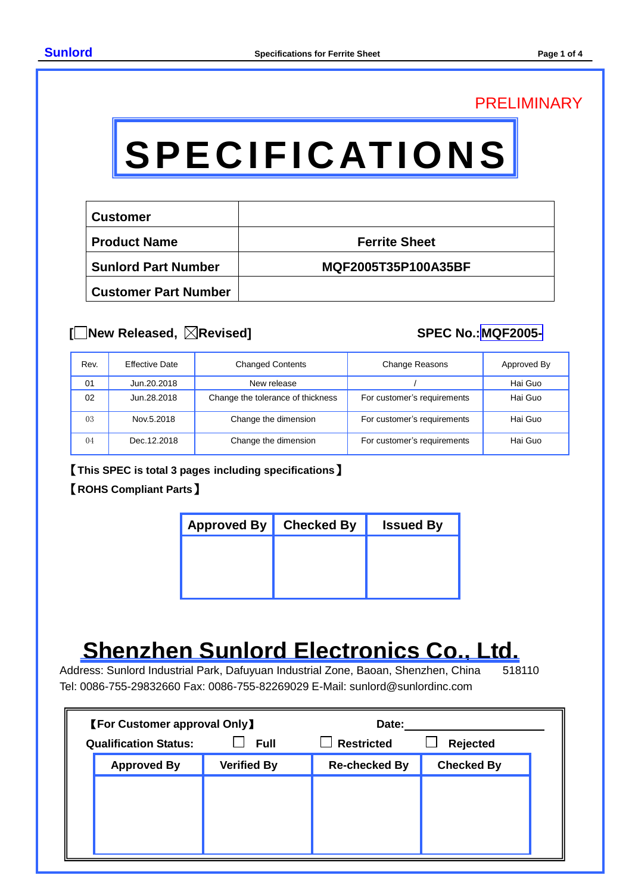PRELIMINARY

# SPECIFICATIONS

| | |
|---|---|
| **Customer** | |
| **Product Name** | **Ferrite Sheet** |
| **Sunlord Part Number** | **MQF2005T35P100A35BF** |
| **Customer Part Number** | |

**[☐New Released, ☒Revised]** **SPEC No.:MQF2005-**

| Rev. | Effective Date | Changed Contents | Change Reasons | Approved By |
|---|---|---|---|---|
| 01 | Jun.20.2018 | New release | / | Hai Guo |
| 02 | Jun.28.2018 | Change the tolerance of thickness | For customer's requirements | Hai Guo |
| 03 | Nov.5.2018 | Change the dimension | For customer's requirements | Hai Guo |
| 04 | Dec.12.2018 | Change the dimension | For customer's requirements | Hai Guo |

**【This SPEC is total 3 pages including specifications】**

**【ROHS Compliant Parts】**

| Approved By | Checked By | Issued By |
|---|---|---|
| | | |

## Shenzhen Sunlord Electronics Co., Ltd.

Address: Sunlord Industrial Park, Dafuyuan Industrial Zone, Baoan, Shenzhen, China 518110
Tel: 0086-755-29832660 Fax: 0086-755-82269029 E-Mail: sunlord@sunlordinc.com

**【For Customer approval Only】** **Date:**\_\_\_\_\_\_\_\_\_\_\_\_\_\_\_\_

**Qualification Status:** ☐ **Full** ☐ **Restricted** ☐ **Rejected**

| Approved By | Verified By | Re-checked By | Checked By |
|---|---|---|---|
| | | | |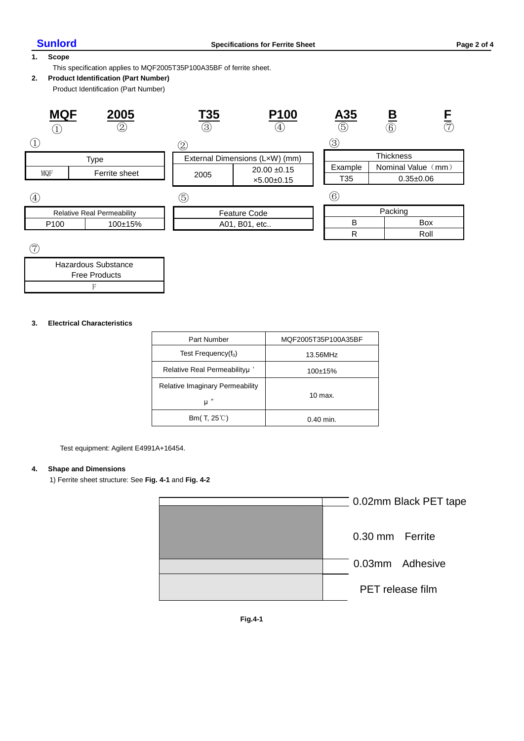**1. Scope**

This specification applies to MQF2005T35P100A35BF of ferrite sheet.

**2. Product Identification (Part Number)**

Product Identification (Part Number)

| MQF | 2005 | T35 | P100 | A35 | B | F |
|---|---|---|---|---|---|---|
| ① | ② | ③ | ④ | ⑤ | ⑥ | ⑦ |

①

| Type | |
|---|---|
| MQF | Ferrite sheet |

②

| External Dimensions (L×W) (mm) | |
|---|---|
| 2005 | 20.00 ±0.15 ×5.00±0.15 |

③

| Thickness | |
|---|---|
| Example | Nominal Value（mm） |
| T35 | 0.35±0.06 |

④

| Relative Real Permeability | |
|---|---|
| P100 | 100±15% |

⑤

| Feature Code |
|---|
| A01, B01, etc.. |

⑥

| Packing | |
|---|---|
| B | Box |
| R | Roll |

⑦

| Hazardous Substance Free Products |
|---|
| F |

**3. Electrical Characteristics**

| Part Number | MQF2005T35P100A35BF |
|---|---|
| Test Frequency($f_0$) | 13.56MHz |
| Relative Real Permeability μ ' | 100±15% |
| Relative Imaginary Permeability μ " | 10 max. |
| Bm( T, 25℃) | 0.40 min. |

Test equipment: Agilent E4991A+16454.

**4. Shape and Dimensions**

1) Ferrite sheet structure: See **Fig. 4-1** and **Fig. 4-2**

0.02mm Black PET tape

0.30 mm Ferrite

0.03mm Adhesive

PET release film

**Fig.4-1**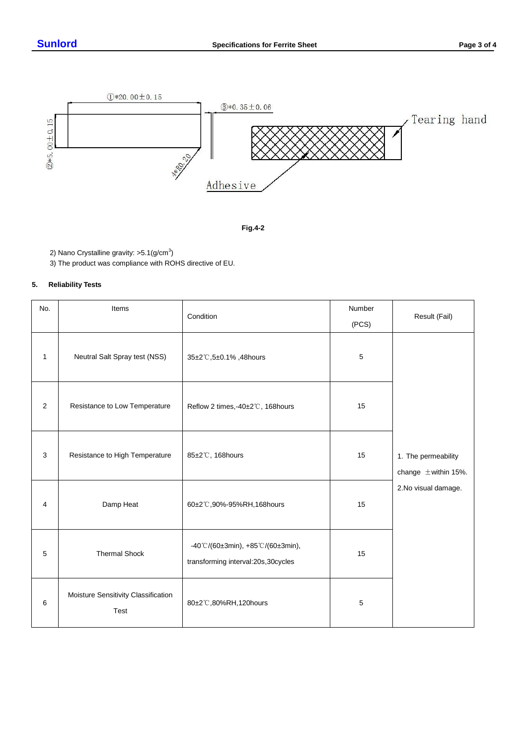①*20.00±0.15

③*0.35±0.06

Tearing hand

②*5.00±0.15

4*R0.20

Adhesive

**Fig.4-2**

2) Nano Crystalline gravity: >5.1(g/cm$^3$)

3) The product was compliance with ROHS directive of EU.

## 5. Reliability Tests

| No. | Items | Condition | Number (PCS) | Result (Fail) |
|---|---|---|---|---|
| 1 | Neutral Salt Spray test (NSS) | 35±2℃,5±0.1% ,48hours | 5 | 1. The permeability change ±within 15%. 2.No visual damage. |
| 2 | Resistance to Low Temperature | Reflow 2 times,-40±2℃, 168hours | 15 | |
| 3 | Resistance to High Temperature | 85±2℃, 168hours | 15 | |
| 4 | Damp Heat | 60±2℃,90%-95%RH,168hours | 15 | |
| 5 | Thermal Shock | -40℃/(60±3min), +85℃/(60±3min), transforming interval:20s,30cycles | 15 | |
| 6 | Moisture Sensitivity Classification Test | 80±2℃,80%RH,120hours | 5 | |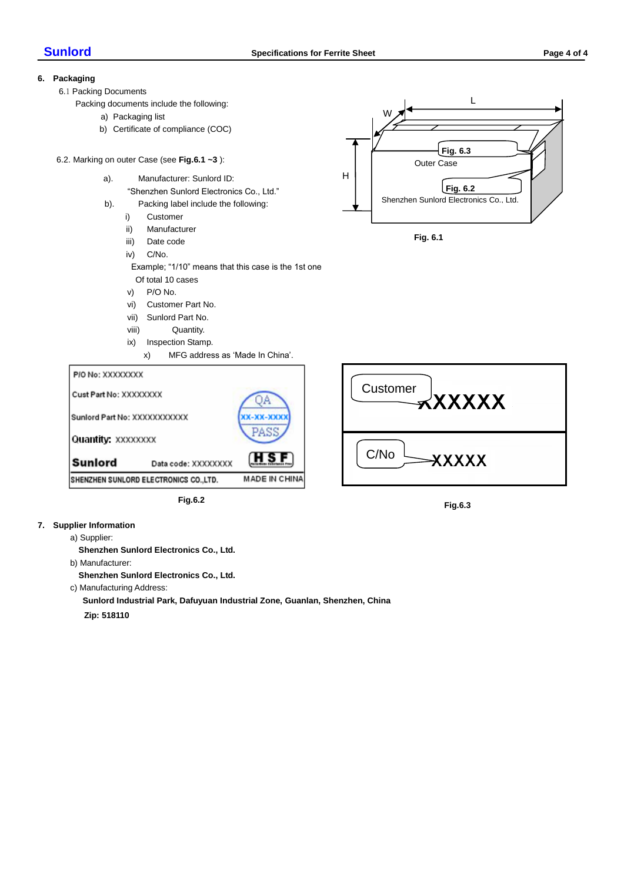## 6. Packaging

6.1 Packing Documents

Packing documents include the following:

a) Packaging list
b) Certificate of compliance (COC)

6.2. Marking on outer Case (see **Fig.6.1 ~3** ):

a). Manufacturer: Sunlord ID:
"Shenzhen Sunlord Electronics Co., Ltd."

b). Packing label include the following:

i) Customer
ii) Manufacturer
iii) Date code
iv) C/No.
Example; "1/10" means that this case is the 1st one Of total 10 cases
v) P/O No.
vi) Customer Part No.
vii) Sunlord Part No.
viii) Quantity.
ix) Inspection Stamp.
x) MFG address as 'Made In China'.

L
W
H
Fig. 6.3
Outer Case
Fig. 6.2
Shenzhen Sunlord Electronics Co., Ltd.

**Fig. 6.1**

P/O No: XXXXXXXX
Cust Part No: XXXXXXXX
Sunlord Part No: XXXXXXXXXXX
Quantity: XXXXXXXX
QA
XX-XX-XXXX
PASS
Sunlord
Data code: XXXXXXXX
HSF
SHENZHEN SUNLORD ELECTRONICS CO.,LTD.
MADE IN CHINA

**Fig.6.2**

Customer
XXXXXX
C/No
XXXXX

**Fig.6.3**

## 7. Supplier Information

a) Supplier:
**Shenzhen Sunlord Electronics Co., Ltd.**

b) Manufacturer:
**Shenzhen Sunlord Electronics Co., Ltd.**

c) Manufacturing Address:
**Sunlord Industrial Park, Dafuyuan Industrial Zone, Guanlan, Shenzhen, China**
**Zip: 518110**